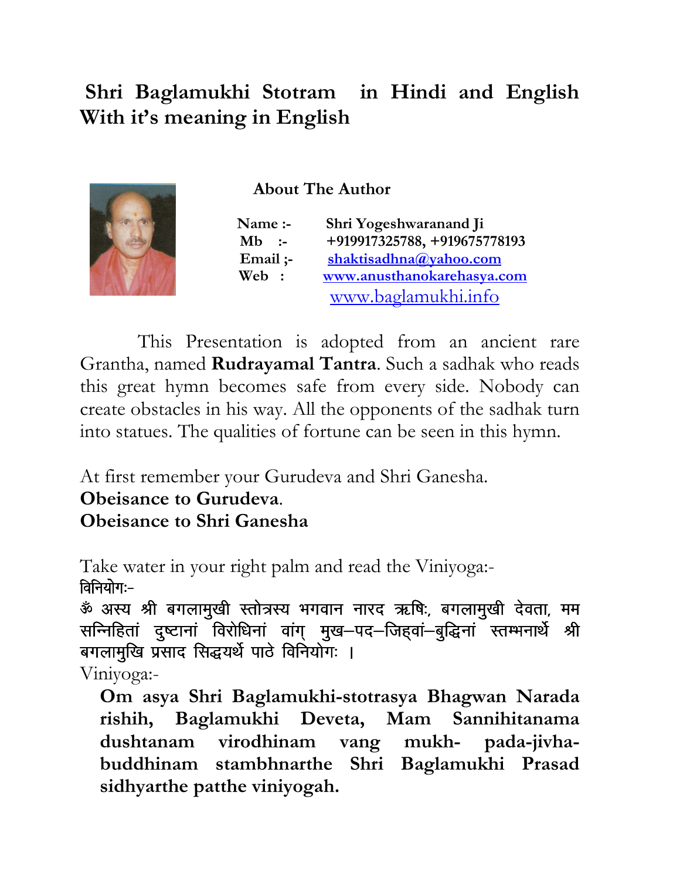# Shri Baglamukhi Stotram in Hindi and English With it's meaning in English

**About The Author**

**Name :-** **Shri Yogeshwaranand Ji**
**Mb :-** **+919917325788, +919675778193**
**Email ;-** **shaktisadhna@yahoo.com**
**Web :** **www.anusthanokarehasya.com**
www.baglamukhi.info

This Presentation is adopted from an ancient rare Grantha, named **Rudrayamal Tantra**. Such a sadhak who reads this great hymn becomes safe from every side. Nobody can create obstacles in his way. All the opponents of the sadhak turn into statues. The qualities of fortune can be seen in this hymn.

At first remember your Gurudeva and Shri Ganesha.
**Obeisance to Gurudeva**.
**Obeisance to Shri Ganesha**

Take water in your right palm and read the Viniyoga:-
विनियोगः–
ॐ अस्य श्री बगलामुखी स्तोत्रस्य भगवान नारद ऋषिः, बगलामुखी देवता, मम सन्निहितां दुष्टानां विरोधिनां वांग् मुख–पद–जिह्वां–बुद्धिनां स्तम्भनार्थे श्री बगलामुखि प्रसाद सिद्धयर्थे पाठे विनियोगः ।
Viniyoga:-

**Om asya Shri Baglamukhi-stotrasya Bhagwan Narada rishih, Baglamukhi Deveta, Mam Sannihitanama dushtanam virodhinam vang mukh- pada-jivha-buddhinam stambhnarthe Shri Baglamukhi Prasad sidhyarthe patthe viniyogah.**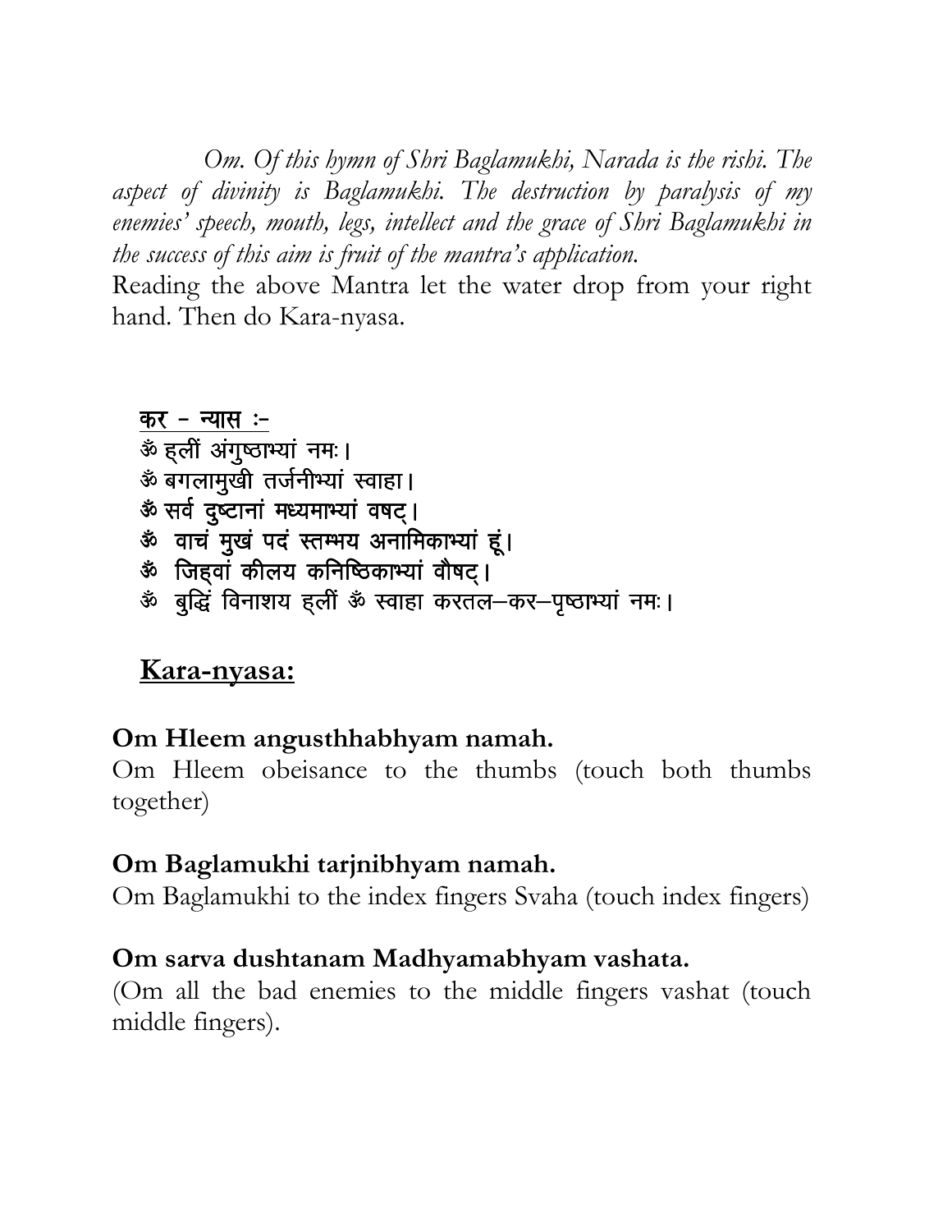*Om. Of this hymn of Shri Baglamukhi, Narada is the rishi. The aspect of divinity is Baglamukhi. The destruction by paralysis of my enemies' speech, mouth, legs, intellect and the grace of Shri Baglamukhi in the success of this aim is fruit of the mantra's application.*

Reading the above Mantra let the water drop from your right hand. Then do Kara-nyasa.

<u>कर - न्यास :-</u>

ॐ ह्लीं अंगुष्ठाभ्यां नमः।
ॐ बगलामुखी तर्जनीभ्यां स्वाहा।
ॐ सर्व दुष्टानां मध्यमाभ्यां वषट्।
ॐ वाचं मुखं पदं स्तम्भय अनामिकाभ्यां हूं।
ॐ जिह्वां कीलय कनिष्ठिकाभ्यां वौषट्।
ॐ बुद्धिं विनाशय ह्लीं ॐ स्वाहा करतल–कर–पृष्ठाभ्यां नमः।

## <u>Kara-nyasa:</u>

**Om Hleem angusthhabhyam namah.**

Om Hleem obeisance to the thumbs (touch both thumbs together)

**Om Baglamukhi tarjnibhyam namah.**

Om Baglamukhi to the index fingers Svaha (touch index fingers)

**Om sarva dushtanam Madhyamabhyam vashata.**

(Om all the bad enemies to the middle fingers vashat (touch middle fingers).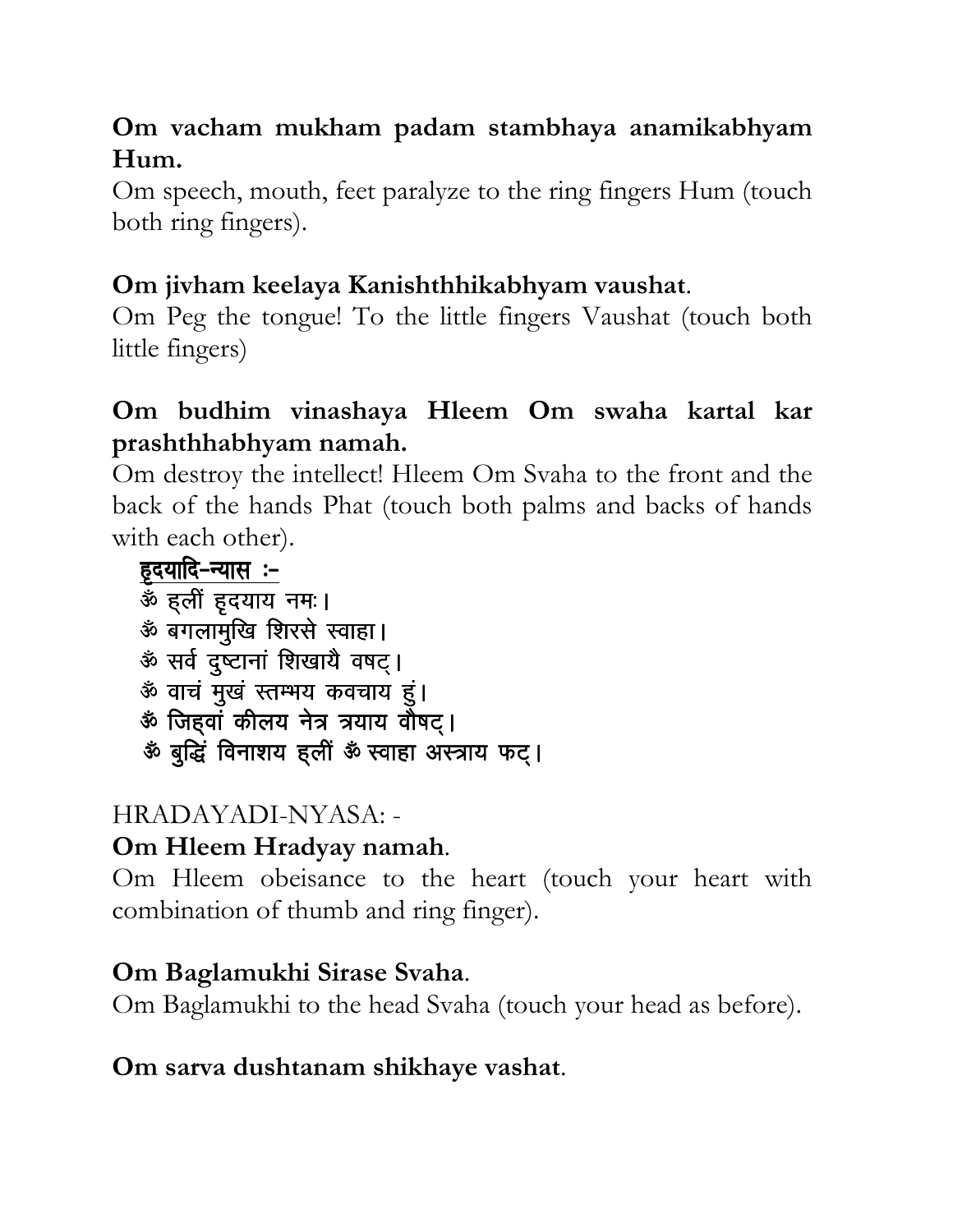**Om vacham mukham padam stambhaya anamikabhyam Hum.**

Om speech, mouth, feet paralyze to the ring fingers Hum (touch both ring fingers).

**Om jivham keelaya Kanishthhikabhyam vaushat**.

Om Peg the tongue! To the little fingers Vaushat (touch both little fingers)

**Om budhim vinashaya Hleem Om swaha kartal kar prashthhabhyam namah.**

Om destroy the intellect! Hleem Om Svaha to the front and the back of the hands Phat (touch both palms and backs of hands with each other).

<u>हृदयादि-न्यास :-</u>

ॐ ह्लीं हृदयाय नमः।
ॐ बगलामुखि शिरसे स्वाहा।
ॐ सर्व दुष्टानां शिखायै वषट्।
ॐ वाचं मुखं स्तम्भय कवचाय हुं।
ॐ जिह्वां कीलय नेत्र त्रयाय वौषट्।
ॐ बुद्धिं विनाशय ह्लीं ॐ स्वाहा अस्त्राय फट्।

HRADAYADI-NYASA: -

**Om Hleem Hradyay namah**.

Om Hleem obeisance to the heart (touch your heart with combination of thumb and ring finger).

**Om Baglamukhi Sirase Svaha**.

Om Baglamukhi to the head Svaha (touch your head as before).

**Om sarva dushtanam shikhaye vashat**.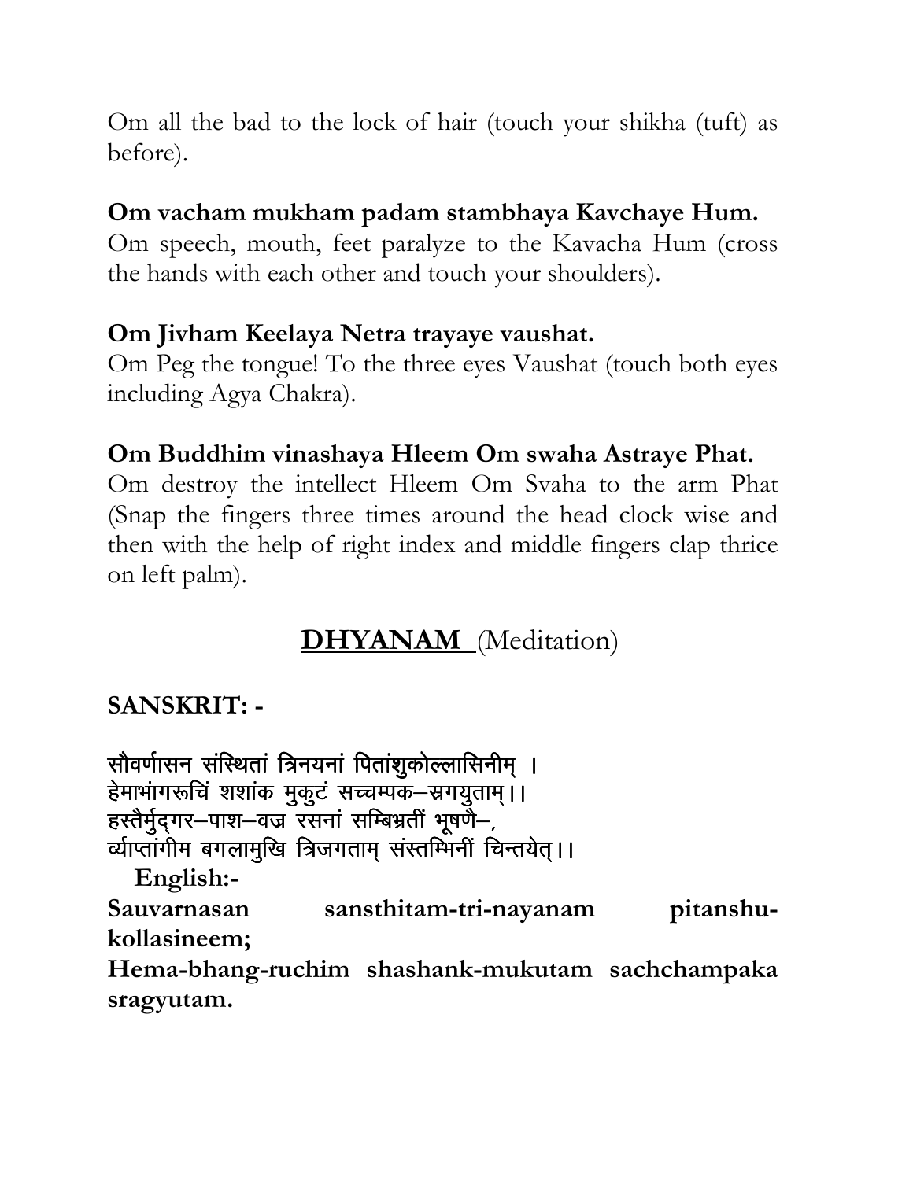Om all the bad to the lock of hair (touch your shikha (tuft) as before).

**Om vacham mukham padam stambhaya Kavchaye Hum.**
Om speech, mouth, feet paralyze to the Kavacha Hum (cross the hands with each other and touch your shoulders).

**Om Jivham Keelaya Netra trayaye vaushat.**
Om Peg the tongue! To the three eyes Vaushat (touch both eyes including Agya Chakra).

**Om Buddhim vinashaya Hleem Om swaha Astraye Phat.**
Om destroy the intellect Hleem Om Svaha to the arm Phat (Snap the fingers three times around the head clock wise and then with the help of right index and middle fingers clap thrice on left palm).

## **DHYANAM** (Meditation)

**SANSKRIT: -**

सौवर्णासन संस्थितां त्रिनयनां पितांशुकोल्लासिनीम् ।
हेमाभांगरूचिं शशांक मुकुटं सच्चम्पक–स्रगयुताम्।।
हस्तैर्मुद्गर–पाश–वज्र रसनां सम्बिभ्रतीं भूषणै–,
व्याप्तांगीम बगलामुखि त्रिजगताम् संस्तम्भिनीं चिन्तयेत्।।

**English:-**

**Sauvarnasan sansthitam-tri-nayanam pitanshu-kollasineem;**
**Hema-bhang-ruchim shashank-mukutam sachchampaka sragyutam.**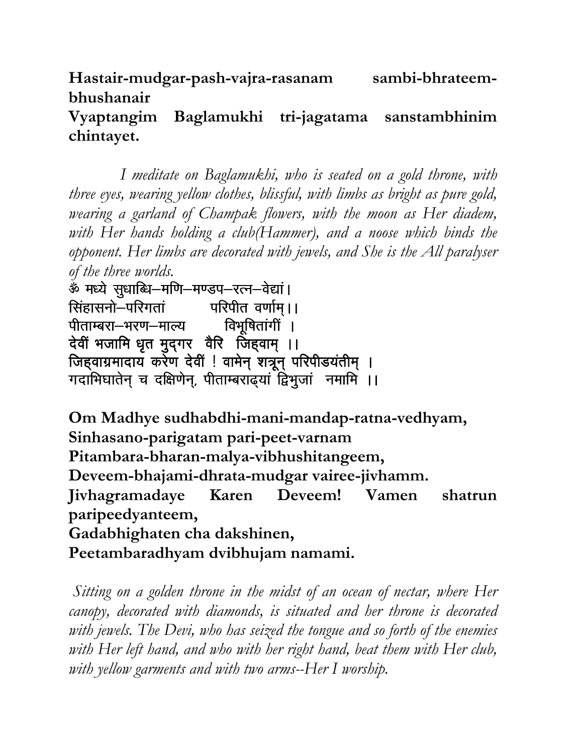**Hastair-mudgar-pash-vajra-rasanam sambi-bhrateem-bhushanair**
**Vyaptangim Baglamukhi tri-jagatama sanstambhinim chintayet.**

*I meditate on Baglamukhi, who is seated on a gold throne, with three eyes, wearing yellow clothes, blissful, with limbs as bright as pure gold, wearing a garland of Champak flowers, with the moon as Her diadem, with Her hands holding a club(Hammer), and a noose which binds the opponent. Her limbs are decorated with jewels, and She is the All paralyser of the three worlds.*

ॐ मध्ये सुधाब्धि–मणि–मण्डप–रत्न–वेद्यां।
सिंहासनो–परिगतां परिपीत वर्णाम्।।
पीताम्बरा–भरण–माल्य विभूषितांगीं ।
**देवीं भजामि धृत मुद्गर वैरि जिह्वाम् ।।**
जिह्वाग्रमादाय करेण देवीं ! वामेन् शत्रून् परिपीडयंतीम् ।
गदाभिघातेन् च दक्षिणेन्, पीताम्बराढ्यां द्विभुजां नमामि ।।

**Om Madhye sudhabdhi-mani-mandap-ratna-vedhyam,**
**Sinhasano-parigatam pari-peet-varnam**
**Pitambara-bharan-malya-vibhushitangeem,**
**Deveem-bhajami-dhrata-mudgar vairee-jivhamm.**
**Jivhagramadaye Karen Deveem! Vamen shatrun paripeedyanteem,**
**Gadabhighaten cha dakshinen,**
**Peetambaradhyam dvibhujam namami.**

*Sitting on a golden throne in the midst of an ocean of nectar, where Her canopy, decorated with diamonds, is situated and her throne is decorated with jewels. The Devi, who has seized the tongue and so forth of the enemies with Her left hand, and who with her right hand, beat them with Her club, with yellow garments and with two arms--Her I worship.*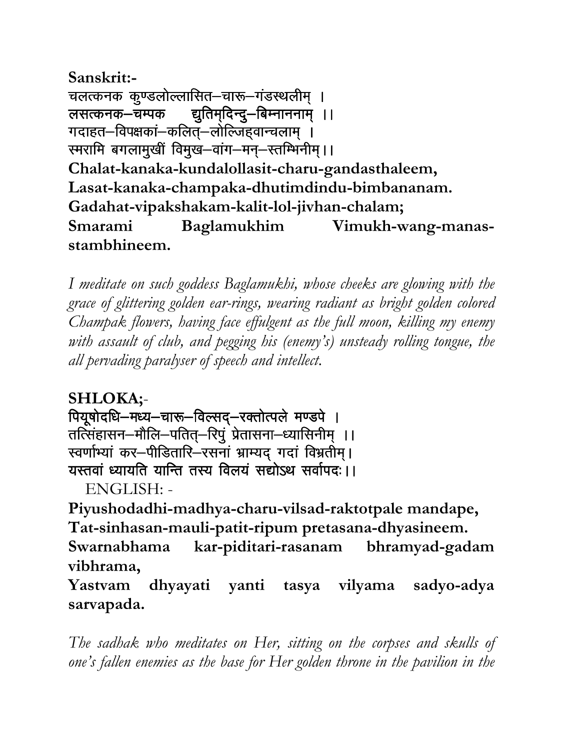**Sanskrit:-**

चलत्कनक कुण्डलोल्लासित–चारू–गंडस्थलीम् ।
लसत्कनक–चम्पक द्युतिमृदिन्दु–बिम्नाननाम् ।।
गदाहत–विपक्षकां–कलित्–लोल्जिह्वान्चलाम् ।
स्मरामि बगलामुखीं विमुख–वांग–मन्–स्तम्भिनीम् ।।

**Chalat-kanaka-kundalollasit-charu-gandasthaleem,**
**Lasat-kanaka-champaka-dhutimdindu-bimbananam.**
**Gadahat-vipakshakam-kalit-lol-jivhan-chalam;**
**Smarami Baglamukhim Vimukh-wang-manas-stambhineem.**

*I meditate on such goddess Baglamukhi, whose cheeks are glowing with the grace of glittering golden ear-rings, wearing radiant as bright golden colored Champak flowers, having face effulgent as the full moon, killing my enemy with assault of club, and pegging his (enemy's) unsteady rolling tongue, the all pervading paralyser of speech and intellect.*

**SHLOKA;-**

पियूषोदधि–मध्य–चारू–विल्सद्–रक्तोत्पले मण्डपे ।
तत्सिंहासन–मौलि–पतित्–रिपुं प्रेतासना–ध्यासिनीम् ।।
स्वर्णाभ्यां कर–पीडितारि–रसनां भ्राम्यद् गदां विभ्रतीम् ।
यस्त्वां ध्यायति यान्ति तस्य विलयं सद्योऽथ सर्वापदः ।।

ENGLISH: -

**Piyushodadhi-madhya-charu-vilsad-raktotpale mandape,**
**Tat-sinhasan-mauli-patit-ripum pretasana-dhyasineem.**
**Swarnabhama kar-piditari-rasanam bhramyad-gadam vibhrama,**
**Yastvam dhyayati yanti tasya vilyama sadyo-adya sarvapada.**

*The sadhak who meditates on Her, sitting on the corpses and skulls of one's fallen enemies as the base for Her golden throne in the pavilion in the*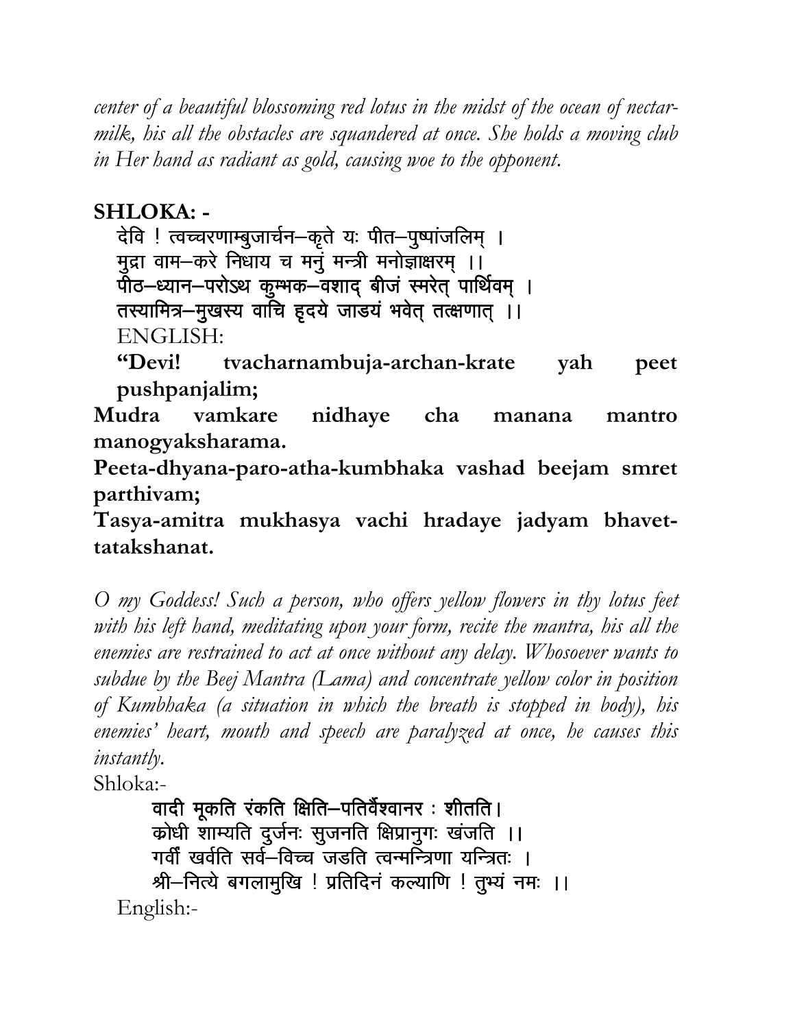*center of a beautiful blossoming red lotus in the midst of the ocean of nectar-milk, his all the obstacles are squandered at once. She holds a moving club in Her hand as radiant as gold, causing woe to the opponent.*

**SHLOKA: -**

देवि ! त्वच्चरणाम्बुजार्चन–कृते यः पीत–पुष्पांजलिम् ।
मुद्रा वाम–करे निधाय च मनुं मन्त्री मनोज्ञाक्षरम् ।।
पीठ–ध्यान–परोऽथ कुम्भक–वशाद् बीजं स्मरेत् पार्थिवम् ।
तस्यामित्र–मुखस्य वाचि हृदये जाडयं भवेत् तत्क्षणात् ।।

ENGLISH:

**"Devi! tvacharnambuja-archan-krate yah peet pushpanjalim;**
**Mudra vamkare nidhaye cha manana mantro manogyaksharama.**
**Peeta-dhyana-paro-atha-kumbhaka vashad beejam smret parthivam;**
**Tasya-amitra mukhasya vachi hradaye jadyam bhavet-tatakshanat.**

*O my Goddess! Such a person, who offers yellow flowers in thy lotus feet with his left hand, meditating upon your form, recite the mantra, his all the enemies are restrained to act at once without any delay. Whosoever wants to subdue by the Beej Mantra (Lama) and concentrate yellow color in position of Kumbhaka (a situation in which the breath is stopped in body), his enemies' heart, mouth and speech are paralyzed at once, he causes this instantly.*

Shloka:-

वादी मूकति रंकति क्षिति–पतिर्वैश्वानर : शीतति।
कोधी शाम्यति दुर्जनः सुजनति क्षिप्रानुगः खंजति ।।
गर्वी खर्वति सर्व–विच्च जडति त्वन्मन्त्रिणा यन्त्रितः ।
श्री–नित्ये बगलामुखि ! प्रतिदिनं कल्याणि ! तुभ्यं नमः ।।

English:-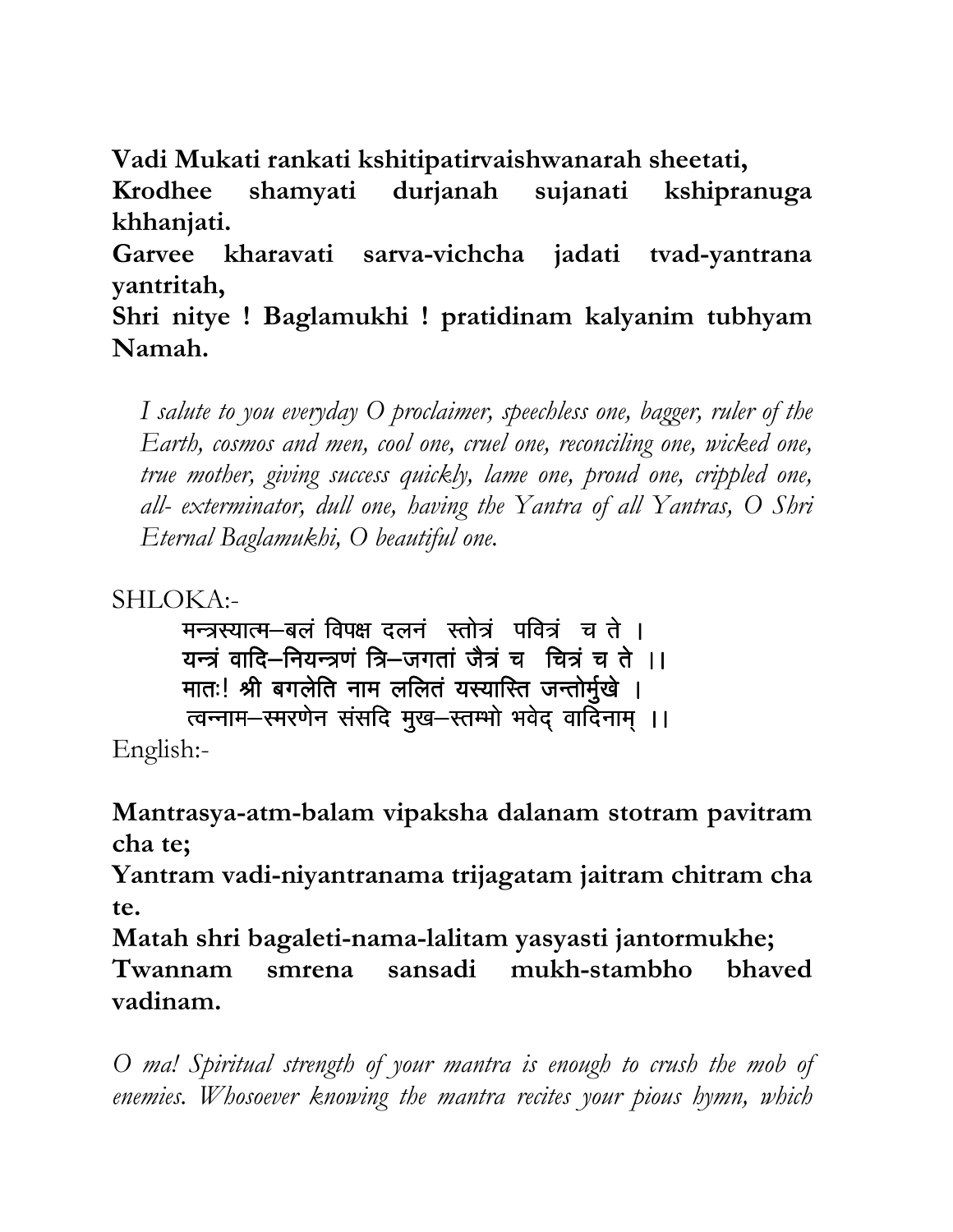**Vadi Mukati rankati kshitipatirvaishwanarah sheetati,**
**Krodhee shamyati durjanah sujanati kshipranuga khhanjati.**
**Garvee kharavati sarva-vichcha jadati tvad-yantrana yantritah,**
**Shri nitye ! Baglamukhi ! pratidinam kalyanim tubhyam Namah.**

*I salute to you everyday O proclaimer, speechless one, bagger, ruler of the Earth, cosmos and men, cool one, cruel one, reconciling one, wicked one, true mother, giving success quickly, lame one, proud one, crippled one, all- exterminator, dull one, having the Yantra of all Yantras, O Shri Eternal Baglamukhi, O beautiful one.*

SHLOKA:-

मन्त्रस्यात्म–बलं विपक्ष दलनं स्तोत्रं पवित्रं च ते ।
यन्त्रं वादि–नियन्त्रणं त्रि–जगतां जैत्रं च चित्रं च ते ।।
मातः! श्री बगलेति नाम ललितं यस्यास्ति जन्तोर्मुखे ।
त्वन्नाम–स्मरणेन संसदि मुख–स्तम्भो भवेद् वादिनाम् ।।

English:-

**Mantrasya-atm-balam vipaksha dalanam stotram pavitram cha te;**
**Yantram vadi-niyantranama trijagatam jaitram chitram cha te.**
**Matah shri bagaleti-nama-lalitam yasyasti jantormukhe;**
**Twannam smrena sansadi mukh-stambho bhaved vadinam.**

*O ma! Spiritual strength of your mantra is enough to crush the mob of enemies. Whosoever knowing the mantra recites your pious hymn, which*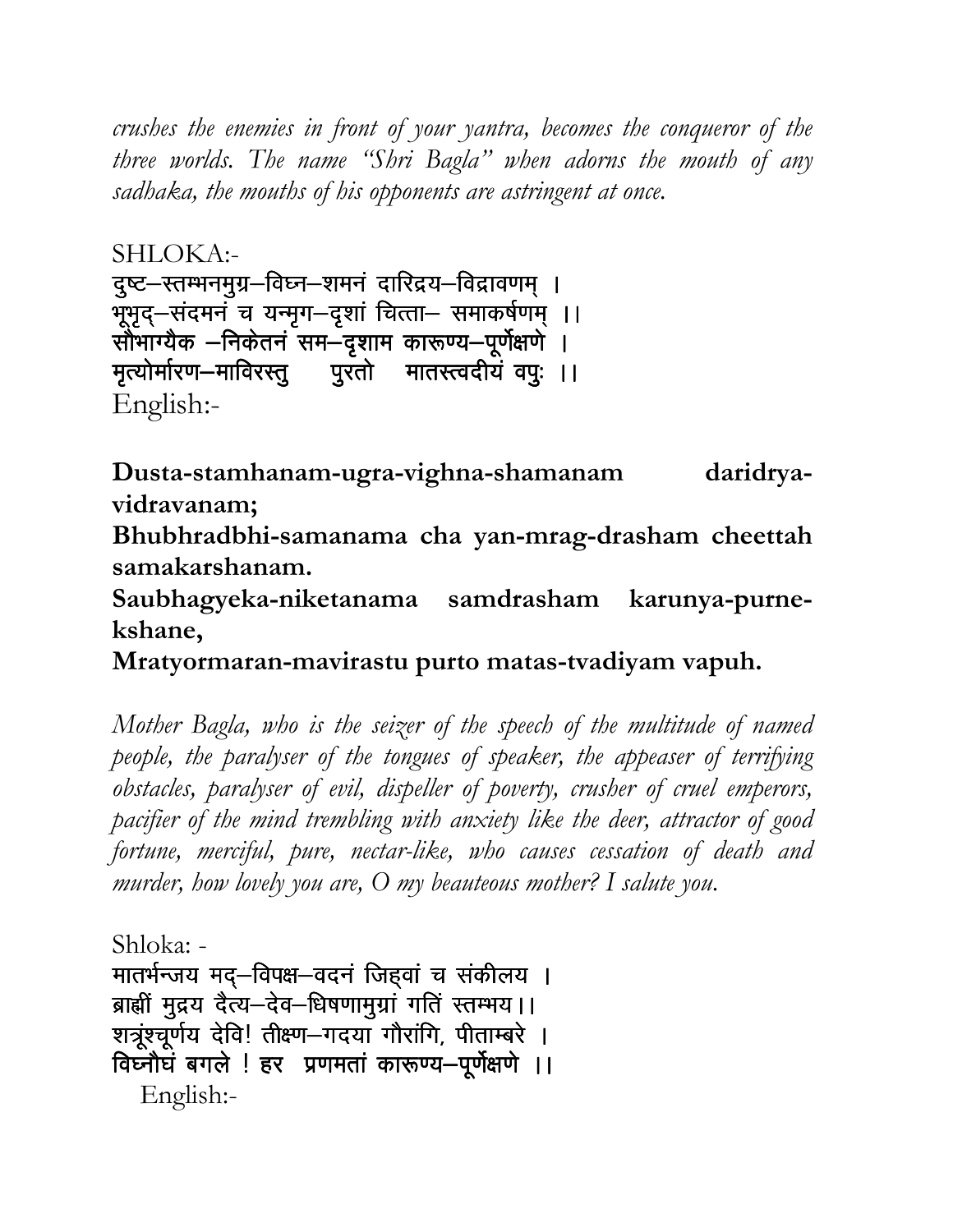*crushes the enemies in front of your yantra, becomes the conqueror of the three worlds. The name "Shri Bagla" when adorns the mouth of any sadhaka, the mouths of his opponents are astringent at once.*

SHLOKA:-

दुष्ट–स्तम्भनमुग्र–विघ्न–शमनं दारिद्रय–विद्रावणम् ।
भूभृद्–संदमनं च यन्मृग–दृशां चित्ता– समाकर्षणम् ।।
सौभाग्यैक –निकेतनं सम–दृशाम कारूण्य–पूर्णेक्षणे ।
मृत्योर्मारण–माविरस्तु पुरतो मातस्त्वदीयं वपुः ।।

English:-

**Dusta-stamhanam-ugra-vighna-shamanam daridrya-vidravanam;**
**Bhubhradbhi-samanama cha yan-mrag-drasham cheettah samakarshanam.**
**Saubhagyeka-niketanama samdrasham karunya-purne-kshane,**
**Mratyormaran-mavirastu purto matas-tvadiyam vapuh.**

*Mother Bagla, who is the seizer of the speech of the multitude of named people, the paralyser of the tongues of speaker, the appeaser of terrifying obstacles, paralyser of evil, dispeller of poverty, crusher of cruel emperors, pacifier of the mind trembling with anxiety like the deer, attractor of good fortune, merciful, pure, nectar-like, who causes cessation of death and murder, how lovely you are, O my beauteous mother? I salute you.*

Shloka: -

मातर्भन्जय मद्–विपक्ष–वदनं जिह्वां च संकीलय ।
ब्राह्मीं मुद्रय दैत्य–देव–धिषणामुग्रां गतिं स्तम्भय।।
शत्रूंश्चूर्णय देवि! तीक्ष्ण–गदया गौरांगि, पीताम्बरे ।
विघ्नौघं बगले ! हर प्रणमतां कारूण्य–पूर्णेक्षणे ।।

English:-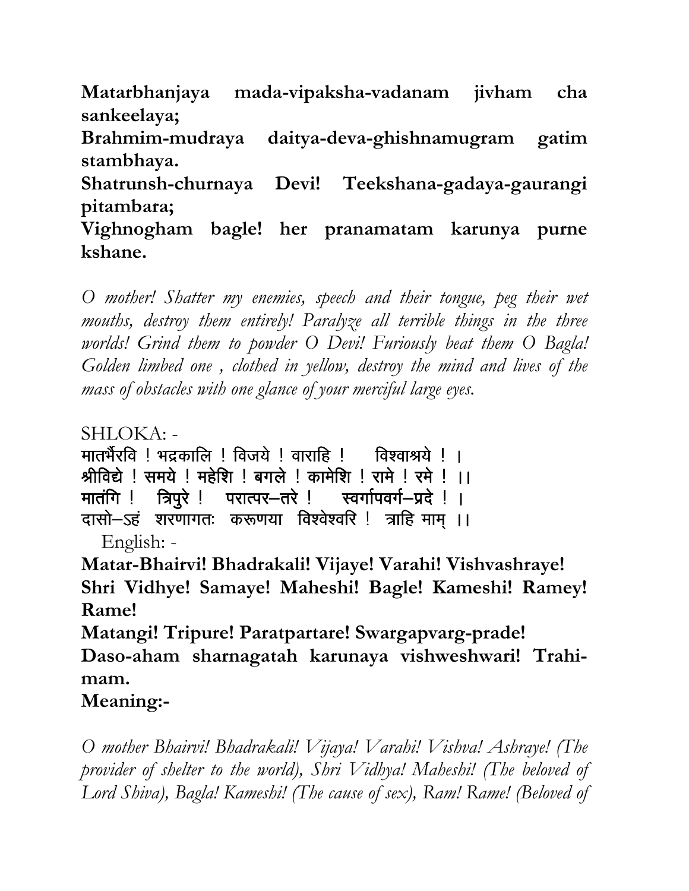**Matarbhanjaya mada-vipaksha-vadanam jivham cha sankeelaya;**
**Brahmim-mudraya daitya-deva-ghishnamugram gatim stambhaya.**
**Shatrunsh-churnaya Devi! Teekshana-gadaya-gaurangi pitambara;**
**Vighnogham bagle! her pranamatam karunya purne kshane.**

*O mother! Shatter my enemies, speech and their tongue, peg their wet mouths, destroy them entirely! Paralyze all terrible things in the three worlds! Grind them to powder O Devi! Furiously beat them O Bagla! Golden limbed one , clothed in yellow, destroy the mind and lives of the mass of obstacles with one glance of your merciful large eyes.*

SHLOKA: -
मातर्भैरवि ! भद्रकालि ! विजये ! वाराहि ! विश्वाश्रये ! ।
श्रीविद्ये ! समये ! महेशि ! बगले ! कामेशि ! रामे ! रमे ! ।।
मातंगि ! त्रिपुरे ! परात्पर–तरे ! स्वर्गापवर्ग–प्रदे ! ।
दासो–ऽहं शरणागतः करूणया विश्वेश्वरि ! त्राहि माम् ।।

English: -
**Matar-Bhairvi! Bhadrakali! Vijaye! Varahi! Vishvashraye!**
**Shri Vidhye! Samaye! Maheshi! Bagle! Kameshi! Ramey! Rame!**
**Matangi! Tripure! Paratpartare! Swargapvarg-prade!**
**Daso-aham sharnagatah karunaya vishweshwari! Trahi-mam.**
**Meaning:-**

*O mother Bhairvi! Bhadrakali! Vijaya! Varahi! Vishva! Ashraye! (The provider of shelter to the world), Shri Vidhya! Maheshi! (The beloved of Lord Shiva), Bagla! Kameshi! (The cause of sex), Ram! Rame! (Beloved of*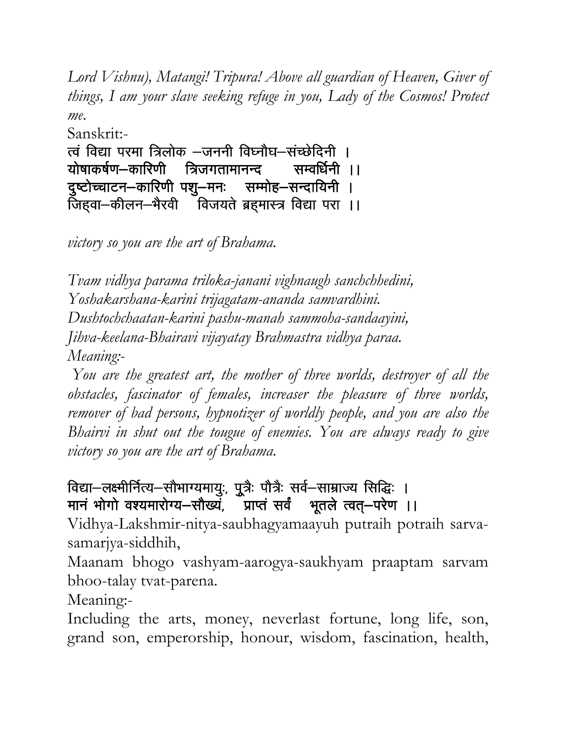*Lord Vishnu), Matangi! Tripura! Above all guardian of Heaven, Giver of things, I am your slave seeking refuge in you, Lady of the Cosmos! Protect me.*

Sanskrit:-

त्वं विद्या परमा त्रिलोक –जननी विघ्नौघ–संच्छेदिनी ।
योषाकर्षण–कारिणी त्रिजगतामानन्द सम्वर्धिनी ।।
दुष्टोच्चाटन–कारिणी पशु–मनः सम्मोह–सन्दायिनी ।
जिह्वा–कीलन–भैरवी विजयते ब्रह्मास्त्र विद्या परा ।।

*victory so you are the art of Brahama.*

*Tvam vidhya parama triloka-janani vighnaugh sanchchhedini,*
*Yoshakarshana-karini trijagatam-ananda samvardhini.*
*Dushtochchaatan-karini pashu-manah sammoha-sandaayini,*
*Jihva-keelana-Bhairavi vijayatay Brahmastra vidhya paraa.*

*Meaning:-*

*You are the greatest art, the mother of three worlds, destroyer of all the obstacles, fascinator of females, increaser the pleasure of three worlds, remover of bad persons, hypnotizer of worldly people, and you are also the Bhairvi in shut out the tougue of enemies. You are always ready to give victory so you are the art of Brahama.*

विद्या–लक्ष्मीर्नित्य–सौभाग्यमायुः, पुत्रैः पौत्रैः सर्व–साम्राज्य सिद्धिः ।
मानं भोगो वश्यमारोग्य–सौख्यं, प्राप्तं सर्वं भूतले त्वत्–परेण ।।

Vidhya-Lakshmir-nitya-saubhagyamaayuh putraih potraih sarva-samarjya-siddhih,
Maanam bhogo vashyam-aarogya-saukhyam praaptam sarvam bhoo-talay tvat-parena.

Meaning:-

Including the arts, money, neverlast fortune, long life, son, grand son, emperorship, honour, wisdom, fascination, health,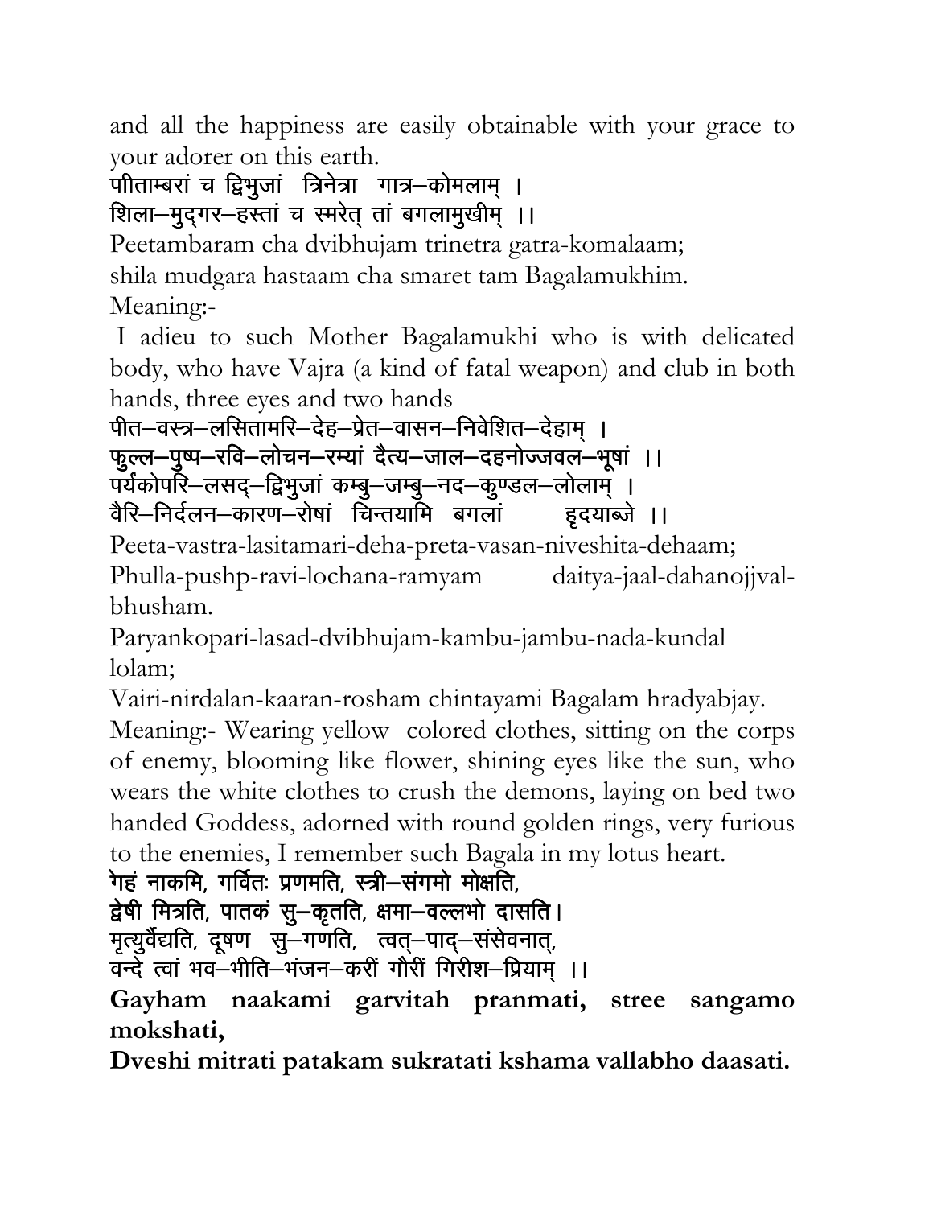and all the happiness are easily obtainable with your grace to your adorer on this earth.

पीताम्बरां च द्विभुजां त्रिनेत्रा गात्र–कोमलाम् ।
शिला–मुद्गर–हस्तां च स्मरेत् तां बगलामुखीम् ।।

Peetambaram cha dvibhujam trinetra gatra-komalaam;
shila mudgara hastaam cha smaret tam Bagalamukhim.

Meaning:-

I adieu to such Mother Bagalamukhi who is with delicated body, who have Vajra (a kind of fatal weapon) and club in both hands, three eyes and two hands

पीत–वस्त्र–लसितामरि–देह–प्रेत–वासन–निवेशित–देहाम् ।
फुल्ल–पुष्प–रवि–लोचन–रम्यां दैत्य–जाल–दहनोज्जवल–भूषां ।।
पर्यंकोपरि–लसद्–द्विभुजां कम्बु–जम्बु–नद–कुण्डल–लोलाम् ।
वैरि–निर्दलन–कारण–रोषां चिन्तयामि बगलां हृदयाब्जे ।।

Peeta-vastra-lasitamari-deha-preta-vasan-niveshita-dehaam;
Phulla-pushp-ravi-lochana-ramyam daitya-jaal-dahanojjval-bhusham.
Paryankopari-lasad-dvibhujam-kambu-jambu-nada-kundal lolam;
Vairi-nirdalan-kaaran-rosham chintayami Bagalam hradyabjay.

Meaning:- Wearing yellow colored clothes, sitting on the corps of enemy, blooming like flower, shining eyes like the sun, who wears the white clothes to crush the demons, laying on bed two handed Goddess, adorned with round golden rings, very furious to the enemies, I remember such Bagala in my lotus heart.

गेहं नाकमि, गर्वितः प्रणमति, स्त्री–संगमो मोक्षति,
द्वेषी मित्रति, पातकं सु–कृतति, क्षमा–वल्लभो दासति।
मृत्युर्वैद्यति, दूषण सु–गणति, त्वत्–पाद्–संसेवनात्,
वन्दे त्वां भव–भीति–भंजन–करीं गौरीं गिरीश–प्रियाम् ।।

**Gayham naakami garvitah pranmati, stree sangamo mokshati,**
**Dveshi mitrati patakam sukratati kshama vallabho daasati.**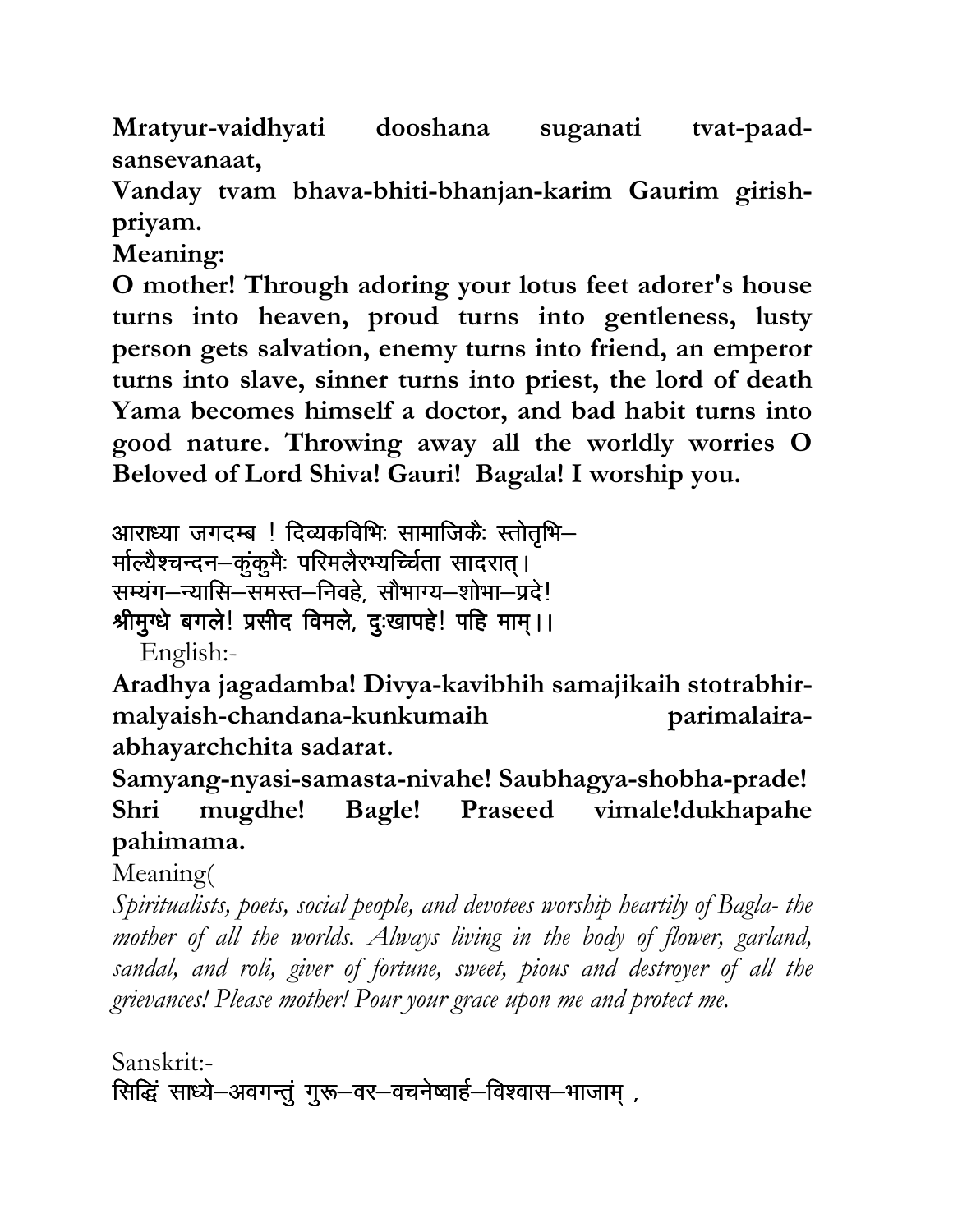**Mratyur-vaidhyati dooshana suganati tvat-paad-sansevanaat,**
**Vanday tvam bhava-bhiti-bhanjan-karim Gaurim girish-priyam.**

**Meaning:**

**O mother! Through adoring your lotus feet adorer's house turns into heaven, proud turns into gentleness, lusty person gets salvation, enemy turns into friend, an emperor turns into slave, sinner turns into priest, the lord of death Yama becomes himself a doctor, and bad habit turns into good nature. Throwing away all the worldly worries O Beloved of Lord Shiva! Gauri! Bagala! I worship you.**

आराध्या जगदम्ब ! दिव्यकविभिः सामाजिकैः स्तोतृभि–
र्माल्यैश्चन्दन–कुंकुमैः परिमलैरभ्यर्च्चिता सादरात्।
सम्यंग–न्यासि–समस्त–निवहे, सौभाग्य–शोभा–प्रदे!
**श्रीमुग्धे बगले! प्रसीद विमले, दुःखापहे! पहि माम्।।**

English:-

**Aradhya jagadamba! Divya-kavibhih samajikaih stotrabhir-malyaish-chandana-kunkumaih parimalaira-abhayarchchita sadarat.**
**Samyang-nyasi-samasta-nivahe! Saubhagya-shobha-prade! Shri mugdhe! Bagle! Praseed vimale!dukhapahe pahimama.**

Meaning(

*Spiritualists, poets, social people, and devotees worship heartily of Bagla- the mother of all the worlds. Always living in the body of flower, garland, sandal, and roli, giver of fortune, sweet, pious and destroyer of all the grievances! Please mother! Pour your grace upon me and protect me.*

Sanskrit:-

सिद्धिं साध्ये–अवगन्तुं गुरू–वर–वचनेष्वार्ह–विश्वास–भाजाम् ,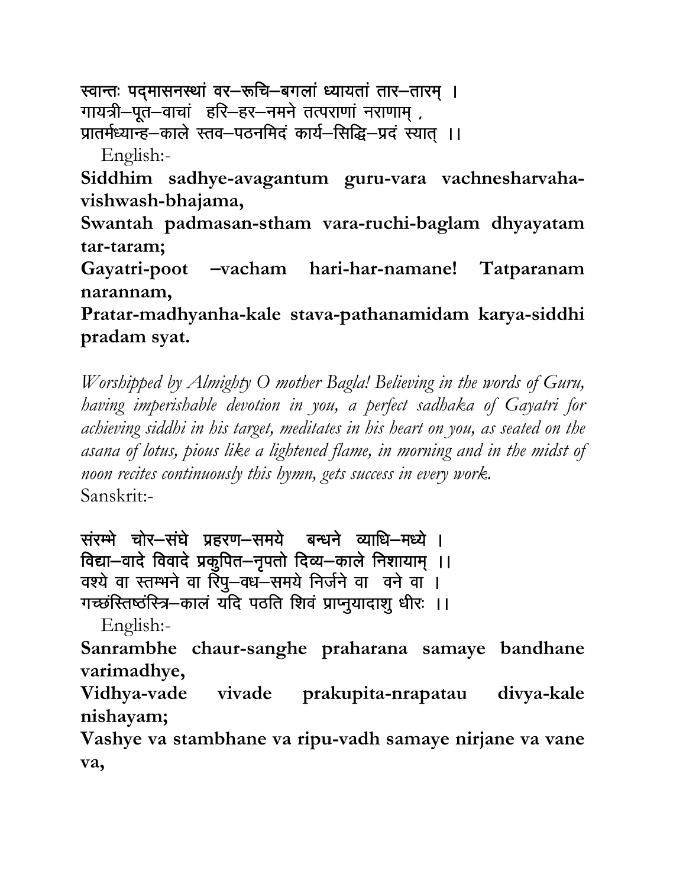स्वान्तः पद्मासनस्थां वर–रूचि–बगलां ध्यायतां तार–तारम् ।
गायत्री–पूत–वाचां हरि–हर–नमने तत्पराणां नराणाम् ,
प्रातर्मध्यान्ह–काले स्तव–पठनमिदं कार्य–सिद्धि–प्रदं स्यात् ।।

English:-

**Siddhim sadhye-avagantum guru-vara vachnesharvaha-vishwash-bhajama,**
**Swantah padmasan-stham vara-ruchi-baglam dhyayatam tar-taram;**
**Gayatri-poot –vacham hari-har-namane! Tatparanam narannam,**
**Pratar-madhyanha-kale stava-pathanamidam karya-siddhi pradam syat.**

*Worshipped by Almighty O mother Bagla! Believing in the words of Guru, having imperishable devotion in you, a perfect sadhaka of Gayatri for achieving siddhi in his target, meditates in his heart on you, as seated on the asana of lotus, pious like a lightened flame, in morning and in the midst of noon recites continuously this hymn, gets success in every work.*

Sanskrit:-

संरम्भे चोर–संघे प्रहरण–समये बन्धने व्याधि–मध्ये ।
विद्या–वादे विवादे प्रकुपित–नृपतो दिव्य–काले निशायाम् ।।
वश्ये वा स्तम्भने वा रिपु–वध–समये निर्जने वा वने वा ।
गच्छंस्तिष्ठंस्त्रि–कालं यदि पठति शिवं प्राप्नुयादाशु धीरः ।।

English:-

**Sanrambhe chaur-sanghe praharana samaye bandhane varimadhye,**
**Vidhya-vade vivade prakupita-nrapatau divya-kale nishayam;**
**Vashye va stambhane va ripu-vadh samaye nirjane va vane va,**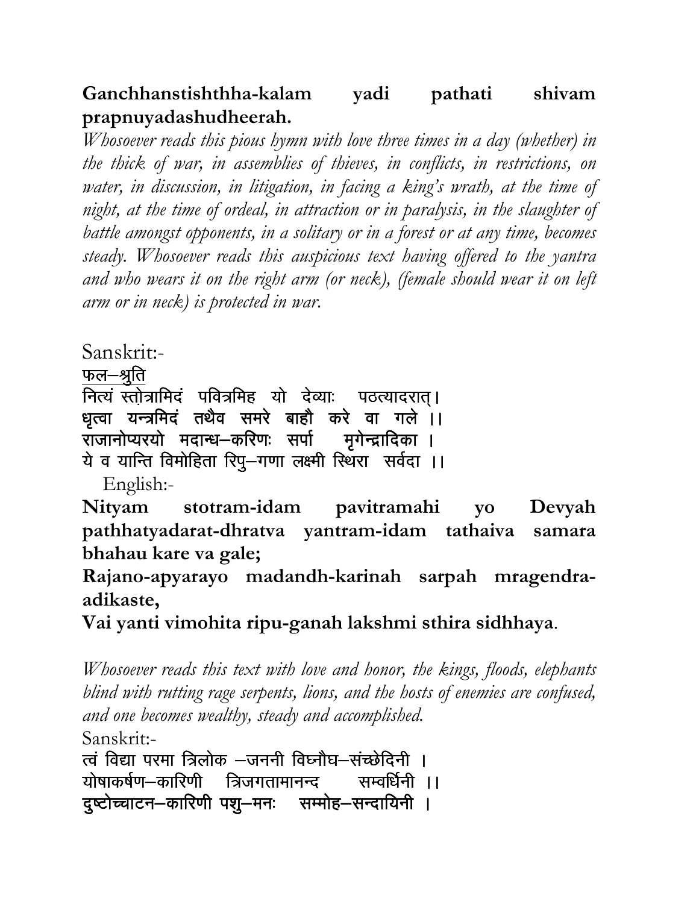**Ganchhanstishthha-kalam yadi pathati shivam prapnuyadashudheerah.**

*Whosoever reads this pious hymn with love three times in a day (whether) in the thick of war, in assemblies of thieves, in conflicts, in restrictions, on water, in discussion, in litigation, in facing a king's wrath, at the time of night, at the time of ordeal, in attraction or in paralysis, in the slaughter of battle amongst opponents, in a solitary or in a forest or at any time, becomes steady. Whosoever reads this auspicious text having offered to the yantra and who wears it on the right arm (or neck), (female should wear it on left arm or in neck) is protected in war.*

Sanskrit:-

<u>फल–श्रुति</u>

नित्यं स्तोत्रामिदं पवित्रमिह यो देव्याः पठत्यादरात् ।
धृत्वा यन्त्रमिदं तथैव समरे बाहौ करे वा गले ।।
राजानोप्यरयो मदान्ध–करिणः सर्पा मृगेन्द्रादिका ।
ये व यान्ति विमोहिता रिपु–गणा लक्ष्मी स्थिरा सर्वदा ।।

English:-

**Nityam stotram-idam pavitramahi yo Devyah pathhatyadarat-dhratva yantram-idam tathaiva samara bhahau kare va gale;**
**Rajano-apyarayo madandh-karinah sarpah mragendra-adikaste,**
**Vai yanti vimohita ripu-ganah lakshmi sthira sidhhaya.**

*Whosoever reads this text with love and honor, the kings, floods, elephants blind with rutting rage serpents, lions, and the hosts of enemies are confused, and one becomes wealthy, steady and accomplished.*

Sanskrit:-

त्वं विद्या परमा त्रिलोक –जननी विघ्नौघ–संच्छेदिनी ।
योषाकर्षण–कारिणी त्रिजगतामानन्द सम्वर्धिनी ।।
दुष्टोच्चाटन–कारिणी पशु–मनः सम्मोह–सन्दायिनी ।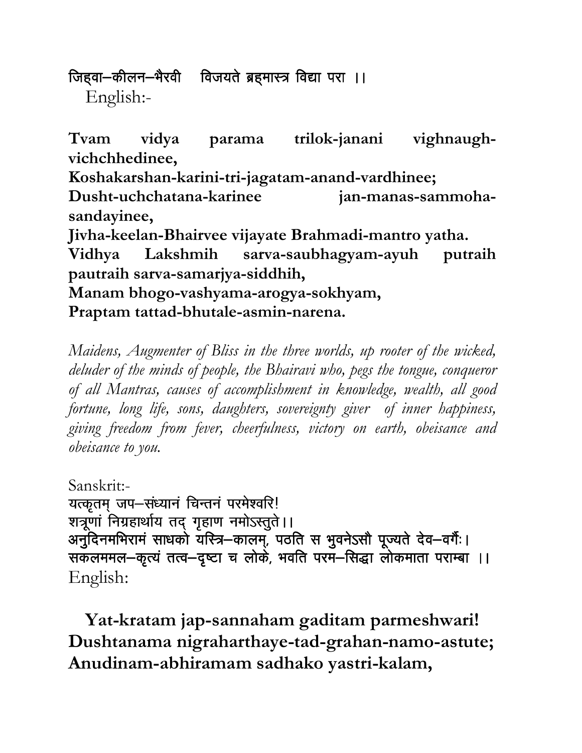जिह्वा–कीलन–भैरवी    विजयते ब्रह्मास्त्र विद्या परा ।।

English:-

**Tvam vidya parama trilok-janani vighnaugh-vichchhedinee,**
**Koshakarshan-karini-tri-jagatam-anand-vardhinee;**
**Dusht-uchchatana-karinee jan-manas-sammoha-sandayinee,**
**Jivha-keelan-Bhairvee vijayate Brahmadi-mantro yatha.**
**Vidhya Lakshmih sarva-saubhagyam-ayuh putraih pautraih sarva-samarjya-siddhih,**
**Manam bhogo-vashyama-arogya-sokhyam,**
**Praptam tattad-bhutale-asmin-narena.**

*Maidens, Augmenter of Bliss in the three worlds, up rooter of the wicked, deluder of the minds of people, the Bhairavi who, pegs the tongue, conqueror of all Mantras, causes of accomplishment in knowledge, wealth, all good fortune, long life, sons, daughters, sovereignty giver of inner happiness, giving freedom from fever, cheerfulness, victory on earth, obeisance and obeisance to you.*

Sanskrit:-

यत्कृतम् जप–संध्यानं चिन्तनं परमेश्वरि!
शत्रूणां निग्रहार्थाय तद् गृहाण नमोऽस्तुते।।
अनुदिनमभिरामं साधको यस्त्रि–कालम्, पठति स भुवनेऽसौ पूज्यते देव–वर्गैः।
सकलममल–कृत्यं तत्व–दृष्टा च लोके, भवति परम–सिद्धा लोकमाता पराम्बा ।।

English:

**Yat-kratam jap-sannaham gaditam parmeshwari!**
**Dushtanama nigraharthaye-tad-grahan-namo-astute;**
**Anudinam-abhiramam sadhako yastri-kalam,**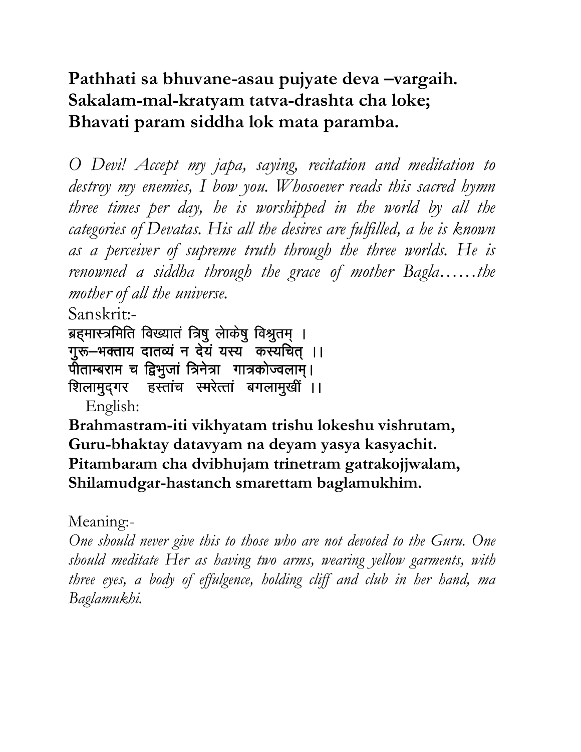**Pathhati sa bhuvane-asau pujyate deva –vargaih.**
**Sakalam-mal-kratyam tatva-drashta cha loke;**
**Bhavati param siddha lok mata paramba.**

*O Devi! Accept my japa, saying, recitation and meditation to destroy my enemies, I bow you. Whosoever reads this sacred hymn three times per day, he is worshipped in the world by all the categories of Devatas. His all the desires are fulfilled, a he is known as a perceiver of supreme truth through the three worlds. He is renowned a siddha through the grace of mother Bagla……the mother of all the universe.*

Sanskrit:-

ब्रह्मास्त्रमिति विख्यातं त्रिषु लोकेषु विश्रुतम् ।
गुरू–भक्ताय दातव्यं न देयं यस्य कस्यचित् ।।
पीताम्बराम च द्विभुजां त्रिनेत्रा गात्रकोज्वलाम्।
शिलामुद्गर हस्तांच स्मरेत्तां बगलामुखीं ।।

English:

**Brahmastram-iti vikhyatam trishu lokeshu vishrutam,**
**Guru-bhaktay datavyam na deyam yasya kasyachit.**
**Pitambaram cha dvibhujam trinetram gatrakojjwalam,**
**Shilamudgar-hastanch smarettam baglamukhim.**

Meaning:-

*One should never give this to those who are not devoted to the Guru. One should meditate Her as having two arms, wearing yellow garments, with three eyes, a body of effulgence, holding cliff and club in her hand, ma Baglamukhi.*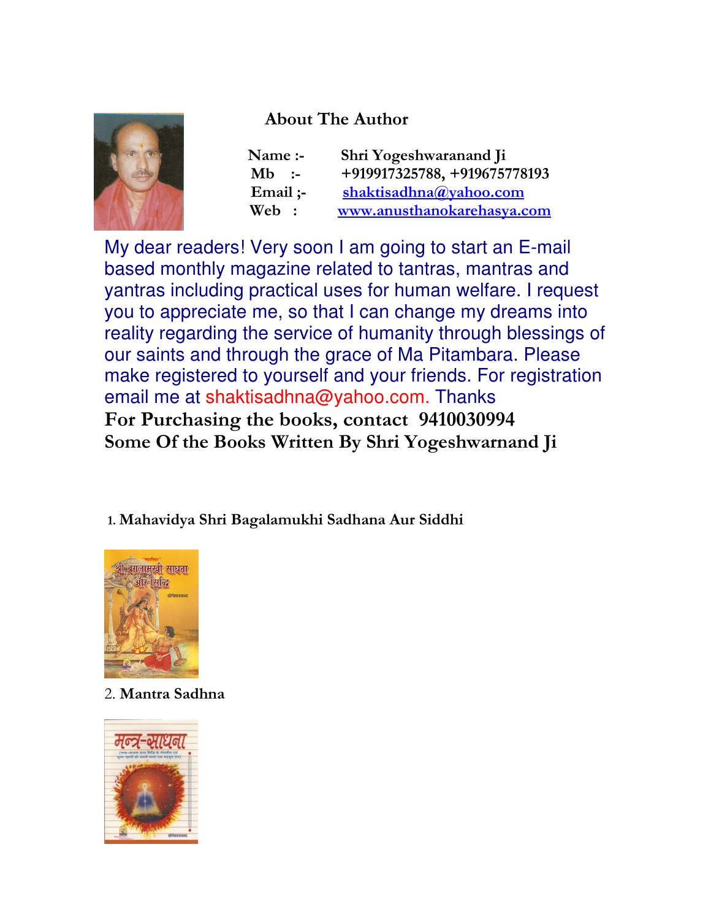## About The Author

**Name :-** Shri Yogeshwaranand Ji
**Mb :-** +919917325788, +919675778193
**Email ;-** shaktisadhna@yahoo.com
**Web :** www.anusthanokarehasya.com

My dear readers! Very soon I am going to start an E-mail based monthly magazine related to tantras, mantras and yantras including practical uses for human welfare. I request you to appreciate me, so that I can change my dreams into reality regarding the service of humanity through blessings of our saints and through the grace of Ma Pitambara. Please make registered to yourself and your friends. For registration email me at shaktisadhna@yahoo.com. Thanks

**For Purchasing the books, contact 9410030994**

**Some Of the Books Written By Shri Yogeshwarnand Ji**

1. **Mahavidya Shri Bagalamukhi Sadhana Aur Siddhi**

2. **Mantra Sadhna**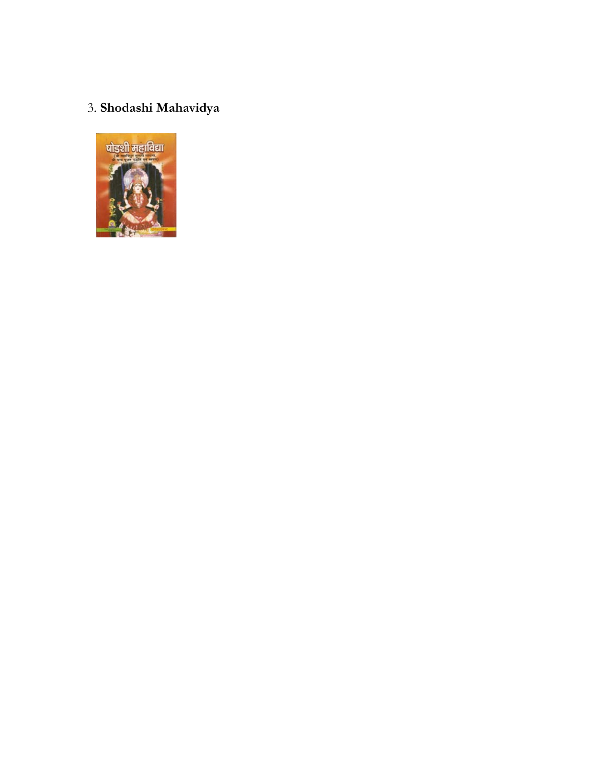3. **Shodashi Mahavidya**